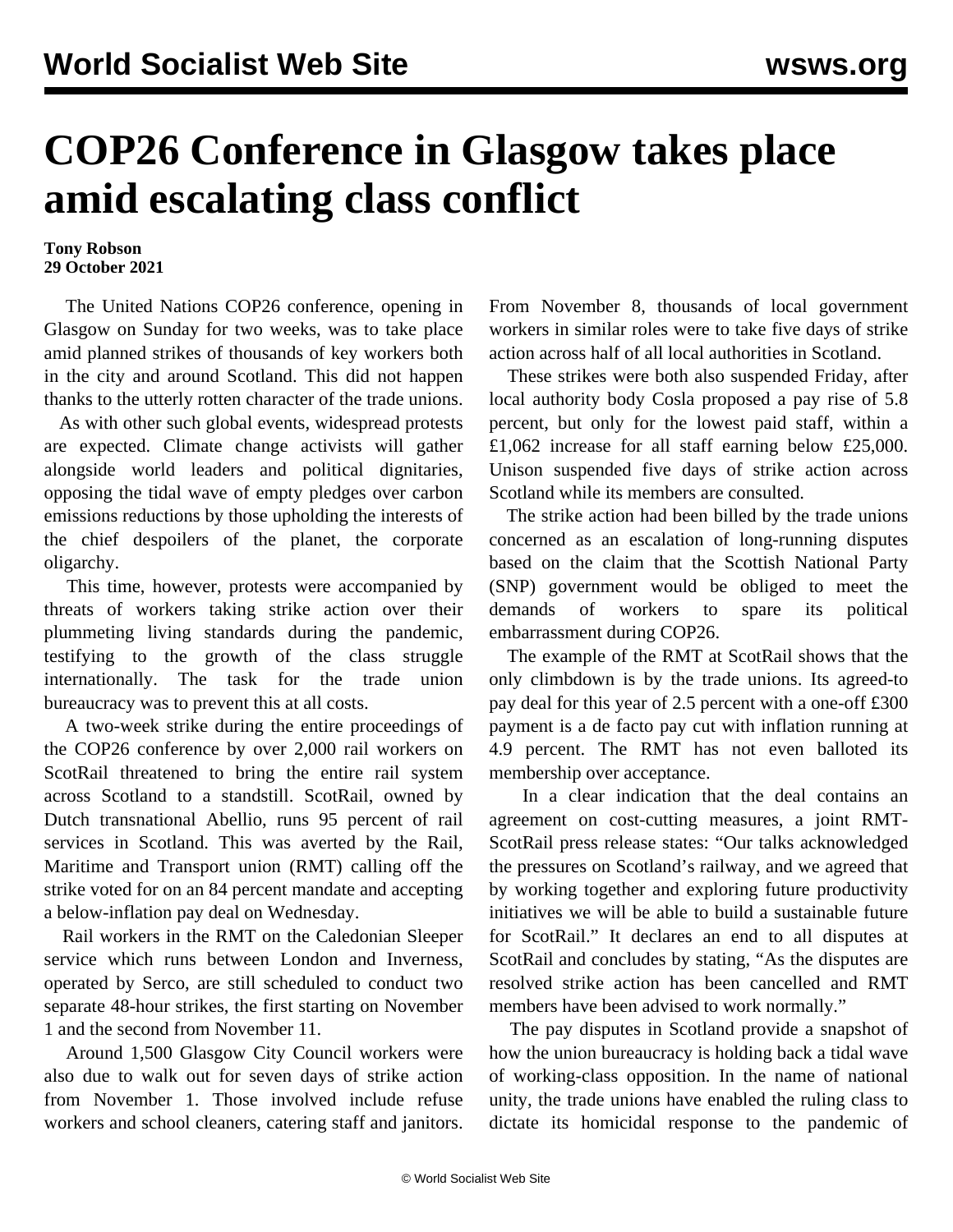# COP26 Conference in Glasgow takes place amid escalating class conflict

**Tony Robson**
**29 October 2021**

The United Nations COP26 conference, opening in Glasgow on Sunday for two weeks, was to take place amid planned strikes of thousands of key workers both in the city and around Scotland. This did not happen thanks to the utterly rotten character of the trade unions.

As with other such global events, widespread protests are expected. Climate change activists will gather alongside world leaders and political dignitaries, opposing the tidal wave of empty pledges over carbon emissions reductions by those upholding the interests of the chief despoilers of the planet, the corporate oligarchy.

This time, however, protests were accompanied by threats of workers taking strike action over their plummeting living standards during the pandemic, testifying to the growth of the class struggle internationally. The task for the trade union bureaucracy was to prevent this at all costs.

A two-week strike during the entire proceedings of the COP26 conference by over 2,000 rail workers on ScotRail threatened to bring the entire rail system across Scotland to a standstill. ScotRail, owned by Dutch transnational Abellio, runs 95 percent of rail services in Scotland. This was averted by the Rail, Maritime and Transport union (RMT) calling off the strike voted for on an 84 percent mandate and accepting a below-inflation pay deal on Wednesday.

Rail workers in the RMT on the Caledonian Sleeper service which runs between London and Inverness, operated by Serco, are still scheduled to conduct two separate 48-hour strikes, the first starting on November 1 and the second from November 11.

Around 1,500 Glasgow City Council workers were also due to walk out for seven days of strike action from November 1. Those involved include refuse workers and school cleaners, catering staff and janitors. From November 8, thousands of local government workers in similar roles were to take five days of strike action across half of all local authorities in Scotland.

These strikes were both also suspended Friday, after local authority body Cosla proposed a pay rise of 5.8 percent, but only for the lowest paid staff, within a £1,062 increase for all staff earning below £25,000. Unison suspended five days of strike action across Scotland while its members are consulted.

The strike action had been billed by the trade unions concerned as an escalation of long-running disputes based on the claim that the Scottish National Party (SNP) government would be obliged to meet the demands of workers to spare its political embarrassment during COP26.

The example of the RMT at ScotRail shows that the only climbdown is by the trade unions. Its agreed-to pay deal for this year of 2.5 percent with a one-off £300 payment is a de facto pay cut with inflation running at 4.9 percent. The RMT has not even balloted its membership over acceptance.

In a clear indication that the deal contains an agreement on cost-cutting measures, a joint RMT-ScotRail press release states: "Our talks acknowledged the pressures on Scotland's railway, and we agreed that by working together and exploring future productivity initiatives we will be able to build a sustainable future for ScotRail." It declares an end to all disputes at ScotRail and concludes by stating, "As the disputes are resolved strike action has been cancelled and RMT members have been advised to work normally."

The pay disputes in Scotland provide a snapshot of how the union bureaucracy is holding back a tidal wave of working-class opposition. In the name of national unity, the trade unions have enabled the ruling class to dictate its homicidal response to the pandemic of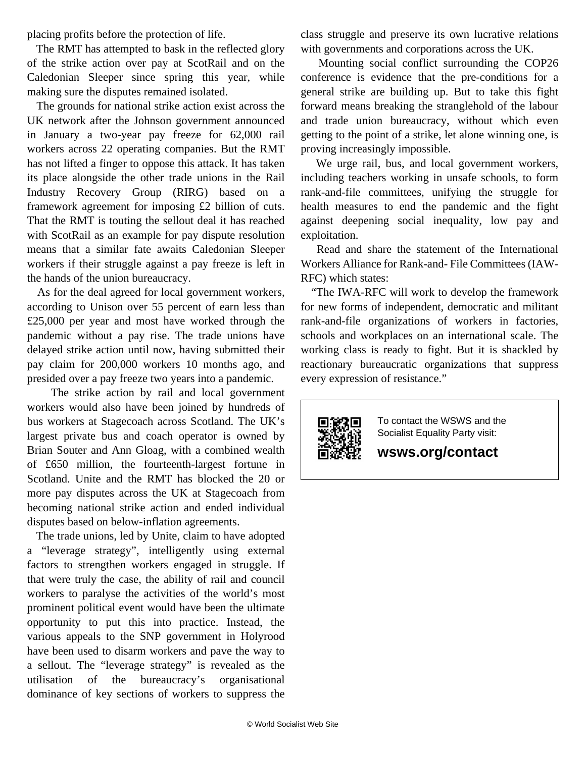placing profits before the protection of life.

The RMT has attempted to bask in the reflected glory of the strike action over pay at ScotRail and on the Caledonian Sleeper since spring this year, while making sure the disputes remained isolated.

The grounds for national strike action exist across the UK network after the Johnson government announced in January a two-year pay freeze for 62,000 rail workers across 22 operating companies. But the RMT has not lifted a finger to oppose this attack. It has taken its place alongside the other trade unions in the Rail Industry Recovery Group (RIRG) based on a framework agreement for imposing £2 billion of cuts. That the RMT is touting the sellout deal it has reached with ScotRail as an example for pay dispute resolution means that a similar fate awaits Caledonian Sleeper workers if their struggle against a pay freeze is left in the hands of the union bureaucracy.

As for the deal agreed for local government workers, according to Unison over 55 percent of earn less than £25,000 per year and most have worked through the pandemic without a pay rise. The trade unions have delayed strike action until now, having submitted their pay claim for 200,000 workers 10 months ago, and presided over a pay freeze two years into a pandemic.

The strike action by rail and local government workers would also have been joined by hundreds of bus workers at Stagecoach across Scotland. The UK's largest private bus and coach operator is owned by Brian Souter and Ann Gloag, with a combined wealth of £650 million, the fourteenth-largest fortune in Scotland. Unite and the RMT has blocked the 20 or more pay disputes across the UK at Stagecoach from becoming national strike action and ended individual disputes based on below-inflation agreements.

The trade unions, led by Unite, claim to have adopted a "leverage strategy", intelligently using external factors to strengthen workers engaged in struggle. If that were truly the case, the ability of rail and council workers to paralyse the activities of the world's most prominent political event would have been the ultimate opportunity to put this into practice. Instead, the various appeals to the SNP government in Holyrood have been used to disarm workers and pave the way to a sellout. The "leverage strategy" is revealed as the utilisation of the bureaucracy's organisational dominance of key sections of workers to suppress the class struggle and preserve its own lucrative relations with governments and corporations across the UK.

Mounting social conflict surrounding the COP26 conference is evidence that the pre-conditions for a general strike are building up. But to take this fight forward means breaking the stranglehold of the labour and trade union bureaucracy, without which even getting to the point of a strike, let alone winning one, is proving increasingly impossible.

We urge rail, bus, and local government workers, including teachers working in unsafe schools, to form rank-and-file committees, unifying the struggle for health measures to end the pandemic and the fight against deepening social inequality, low pay and exploitation.

Read and share the statement of the International Workers Alliance for Rank-and- File Committees (IAW-RFC) which states:

"The IWA-RFC will work to develop the framework for new forms of independent, democratic and militant rank-and-file organizations of workers in factories, schools and workplaces on an international scale. The working class is ready to fight. But it is shackled by reactionary bureaucratic organizations that suppress every expression of resistance."

To contact the WSWS and the Socialist Equality Party visit:

**wsws.org/contact**